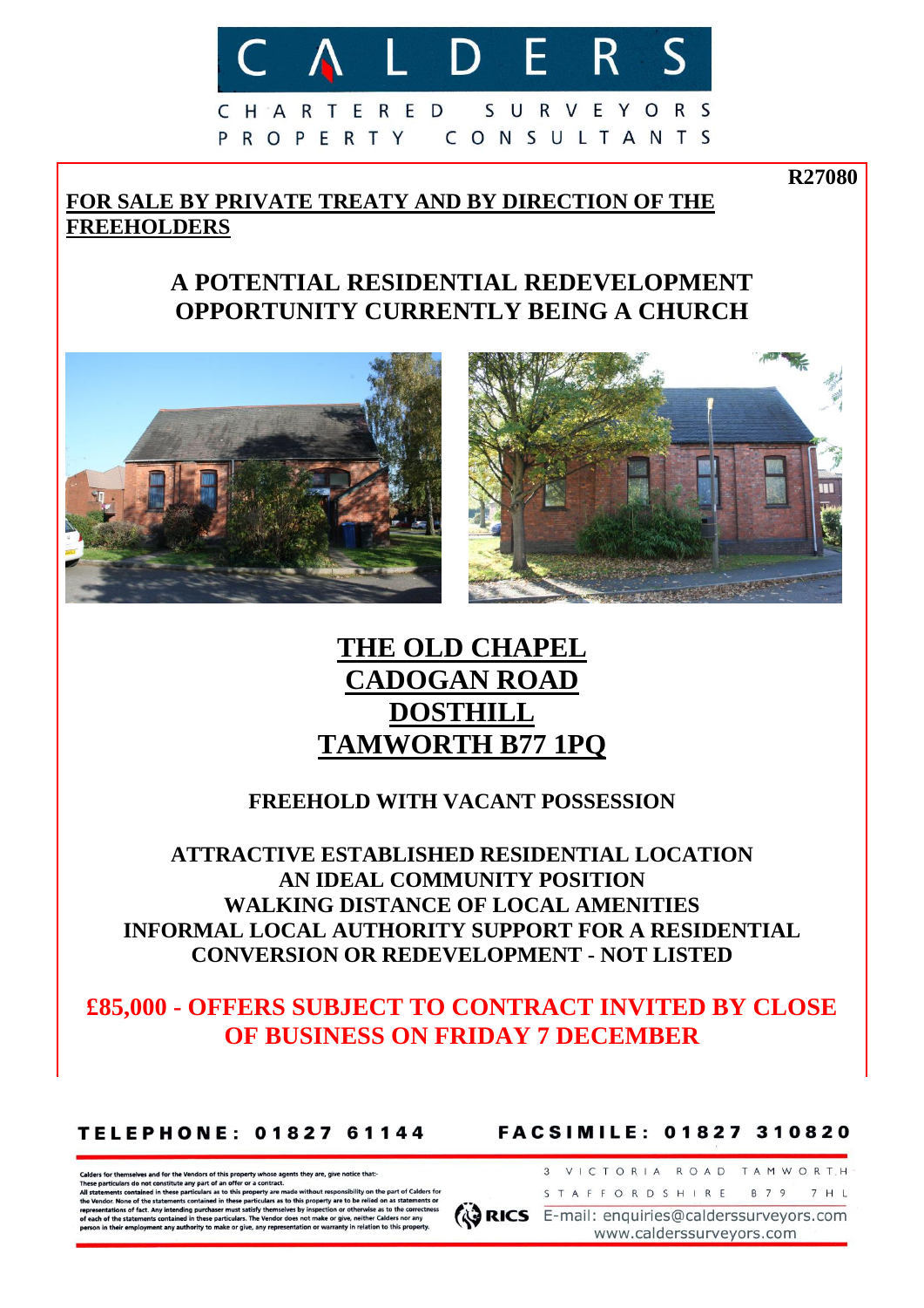CALDERS

CHARTERED SURVEYORS
PROPERTY CONSULTANTS

**R27080**

**FOR SALE BY PRIVATE TREATY AND BY DIRECTION OF THE FREEHOLDERS**

## A POTENTIAL RESIDENTIAL REDEVELOPMENT OPPORTUNITY CURRENTLY BEING A CHURCH

# THE OLD CHAPEL
# CADOGAN ROAD
# DOSTHILL
# TAMWORTH B77 1PQ

**FREEHOLD WITH VACANT POSSESSION**

**ATTRACTIVE ESTABLISHED RESIDENTIAL LOCATION**
**AN IDEAL COMMUNITY POSITION**
**WALKING DISTANCE OF LOCAL AMENITIES**
**INFORMAL LOCAL AUTHORITY SUPPORT FOR A RESIDENTIAL CONVERSION OR REDEVELOPMENT - NOT LISTED**

**£85,000 - OFFERS SUBJECT TO CONTRACT INVITED BY CLOSE OF BUSINESS ON FRIDAY 7 DECEMBER**

**TELEPHONE: 01827 61144** **FACSIMILE: 01827 310820**

Calders for themselves and for the Vendors of this property whose agents they are, give notice that:-
These particulars do not constitute any part of an offer or a contract.
All statements contained in these particulars as to this property are made without responsibility on the part of Calders for the Vendor. None of the statements contained in these particulars as to this property are to be relied on as statements or representations of fact. Any intending purchaser must satisfy themselves by inspection or otherwise as to the correctness of each of the statements contained in these particulars. The Vendor does not make or give, neither Calders nor any person in their employment any authority to make or give, any representation or warranty in relation to this property.

RICS

3 VICTORIA ROAD TAMWORTH
STAFFORDSHIRE B79 7HL
E-mail: enquiries@calderssurveyors.com
www.calderssurveyors.com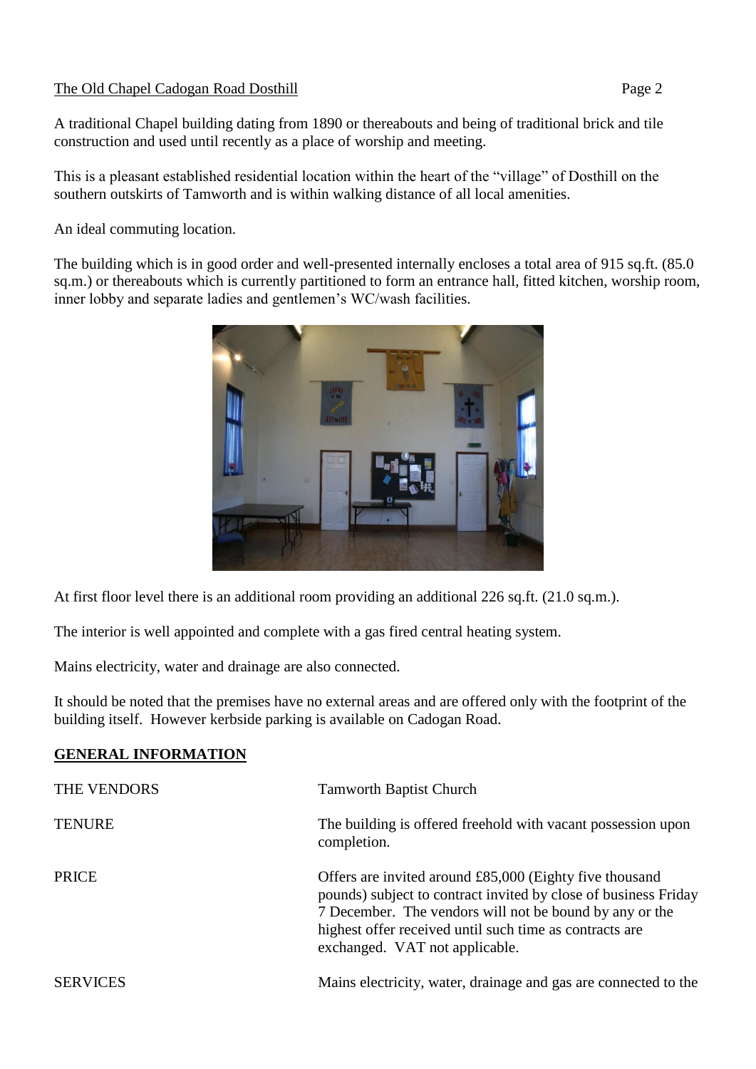A traditional Chapel building dating from 1890 or thereabouts and being of traditional brick and tile construction and used until recently as a place of worship and meeting.

This is a pleasant established residential location within the heart of the "village" of Dosthill on the southern outskirts of Tamworth and is within walking distance of all local amenities.

An ideal commuting location.

The building which is in good order and well-presented internally encloses a total area of 915 sq.ft. (85.0 sq.m.) or thereabouts which is currently partitioned to form an entrance hall, fitted kitchen, worship room, inner lobby and separate ladies and gentlemen's WC/wash facilities.

At first floor level there is an additional room providing an additional 226 sq.ft. (21.0 sq.m.).

The interior is well appointed and complete with a gas fired central heating system.

Mains electricity, water and drainage are also connected.

It should be noted that the premises have no external areas and are offered only with the footprint of the building itself. However kerbside parking is available on Cadogan Road.

## **GENERAL INFORMATION**

| | |
|---|---|
| THE VENDORS | Tamworth Baptist Church |
| TENURE | The building is offered freehold with vacant possession upon completion. |
| PRICE | Offers are invited around £85,000 (Eighty five thousand pounds) subject to contract invited by close of business Friday 7 December. The vendors will not be bound by any or the highest offer received until such time as contracts are exchanged. VAT not applicable. |
| SERVICES | Mains electricity, water, drainage and gas are connected to the |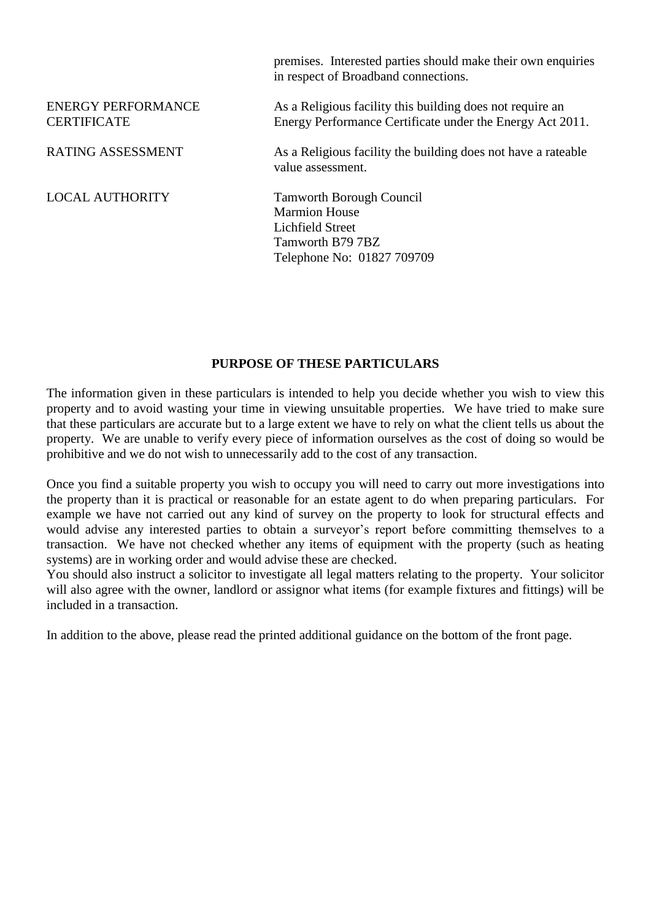premises. Interested parties should make their own enquiries in respect of Broadband connections.

| | |
|---|---|
| ENERGY PERFORMANCE CERTIFICATE | As a Religious facility this building does not require an Energy Performance Certificate under the Energy Act 2011. |
| RATING ASSESSMENT | As a Religious facility the building does not have a rateable value assessment. |
| LOCAL AUTHORITY | Tamworth Borough Council<br>Marmion House<br>Lichfield Street<br>Tamworth B79 7BZ<br>Telephone No: 01827 709709 |

## PURPOSE OF THESE PARTICULARS

The information given in these particulars is intended to help you decide whether you wish to view this property and to avoid wasting your time in viewing unsuitable properties. We have tried to make sure that these particulars are accurate but to a large extent we have to rely on what the client tells us about the property. We are unable to verify every piece of information ourselves as the cost of doing so would be prohibitive and we do not wish to unnecessarily add to the cost of any transaction.

Once you find a suitable property you wish to occupy you will need to carry out more investigations into the property than it is practical or reasonable for an estate agent to do when preparing particulars. For example we have not carried out any kind of survey on the property to look for structural effects and would advise any interested parties to obtain a surveyor's report before committing themselves to a transaction. We have not checked whether any items of equipment with the property (such as heating systems) are in working order and would advise these are checked.
You should also instruct a solicitor to investigate all legal matters relating to the property. Your solicitor will also agree with the owner, landlord or assignor what items (for example fixtures and fittings) will be included in a transaction.

In addition to the above, please read the printed additional guidance on the bottom of the front page.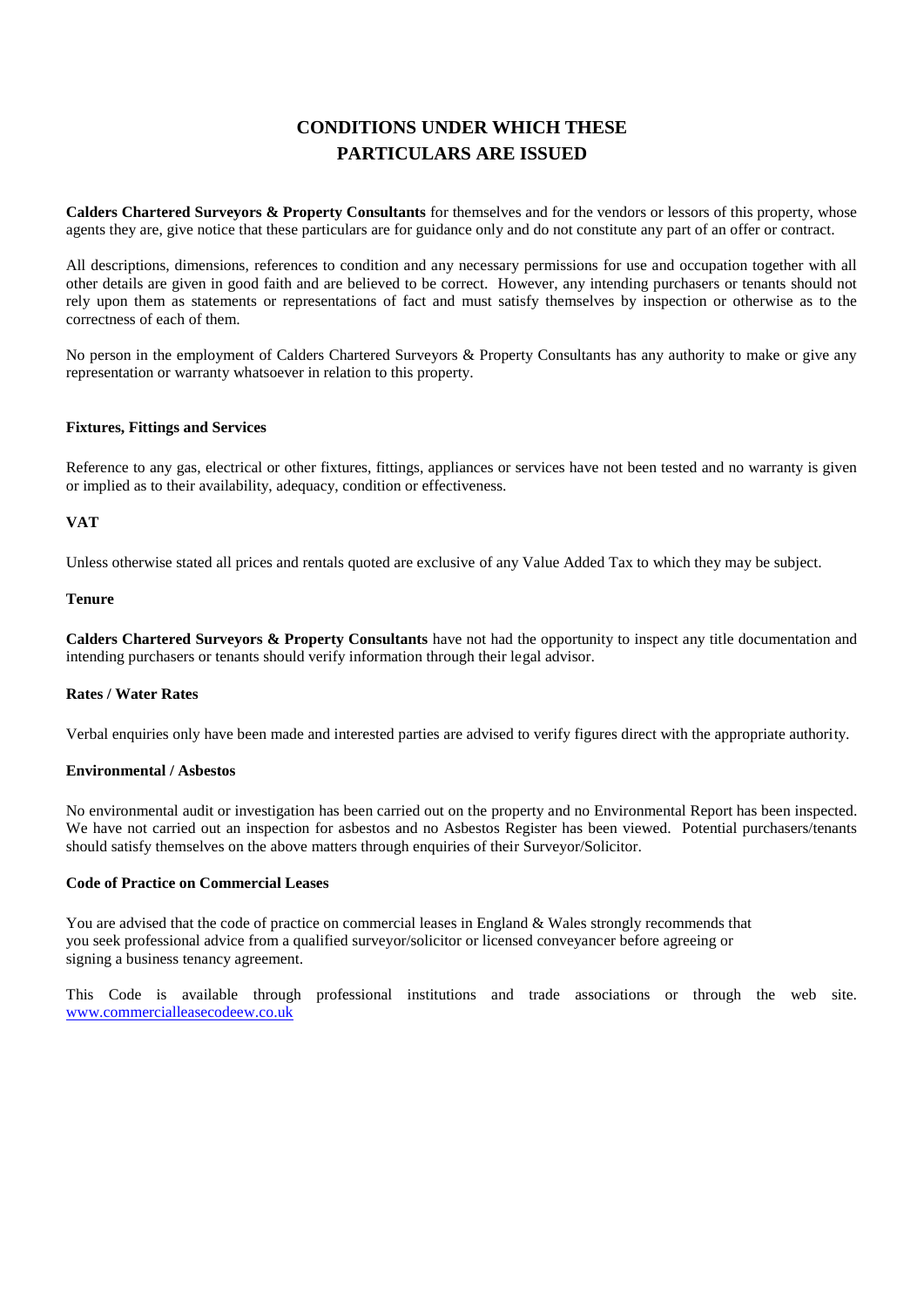# CONDITIONS UNDER WHICH THESE PARTICULARS ARE ISSUED

**Calders Chartered Surveyors & Property Consultants** for themselves and for the vendors or lessors of this property, whose agents they are, give notice that these particulars are for guidance only and do not constitute any part of an offer or contract.

All descriptions, dimensions, references to condition and any necessary permissions for use and occupation together with all other details are given in good faith and are believed to be correct. However, any intending purchasers or tenants should not rely upon them as statements or representations of fact and must satisfy themselves by inspection or otherwise as to the correctness of each of them.

No person in the employment of Calders Chartered Surveyors & Property Consultants has any authority to make or give any representation or warranty whatsoever in relation to this property.

**Fixtures, Fittings and Services**

Reference to any gas, electrical or other fixtures, fittings, appliances or services have not been tested and no warranty is given or implied as to their availability, adequacy, condition or effectiveness.

**VAT**

Unless otherwise stated all prices and rentals quoted are exclusive of any Value Added Tax to which they may be subject.

**Tenure**

**Calders Chartered Surveyors & Property Consultants** have not had the opportunity to inspect any title documentation and intending purchasers or tenants should verify information through their legal advisor.

**Rates / Water Rates**

Verbal enquiries only have been made and interested parties are advised to verify figures direct with the appropriate authority.

**Environmental / Asbestos**

No environmental audit or investigation has been carried out on the property and no Environmental Report has been inspected. We have not carried out an inspection for asbestos and no Asbestos Register has been viewed. Potential purchasers/tenants should satisfy themselves on the above matters through enquiries of their Surveyor/Solicitor.

**Code of Practice on Commercial Leases**

You are advised that the code of practice on commercial leases in England & Wales strongly recommends that you seek professional advice from a qualified surveyor/solicitor or licensed conveyancer before agreeing or signing a business tenancy agreement.

This Code is available through professional institutions and trade associations or through the web site. [www.commercialleasecodeew.co.uk](www.commercialleasecodeew.co.uk)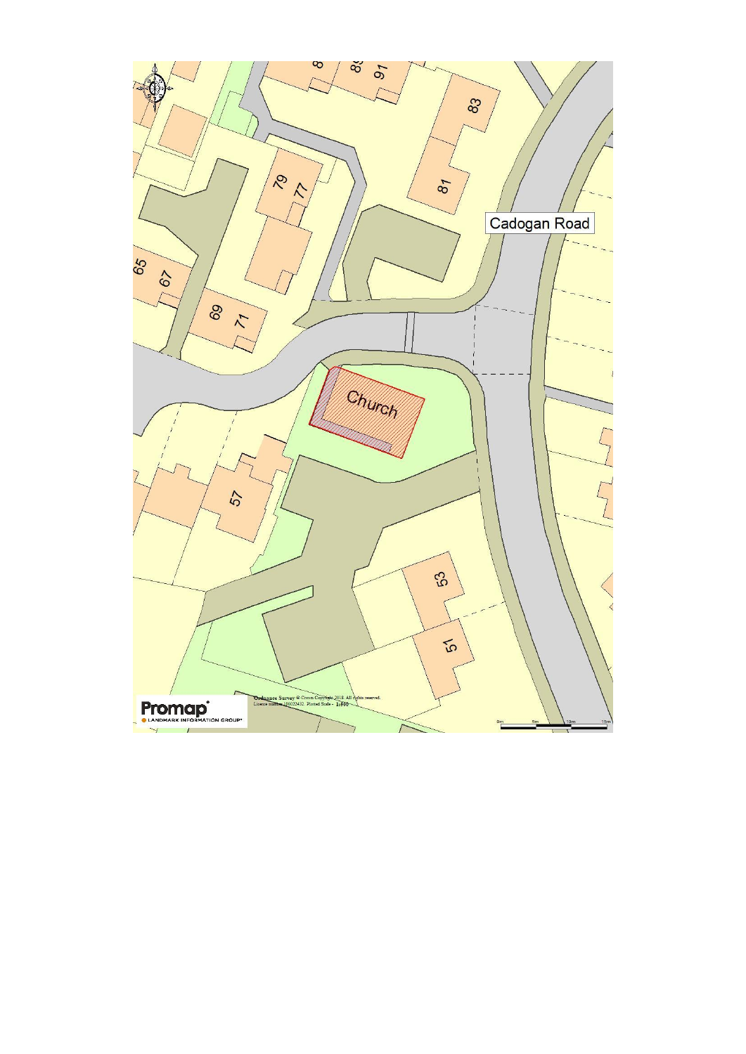Cadogan Road

Church

83

81

79

77

65

67

69

71

57

53

51

Ordnance Survey © Crown Copyright 2018. All rights reserved. Licence number 100022432. Plotted Scale - 1:500

Promap
LANDMARK INFORMATION GROUP

0m 5m 10m 15m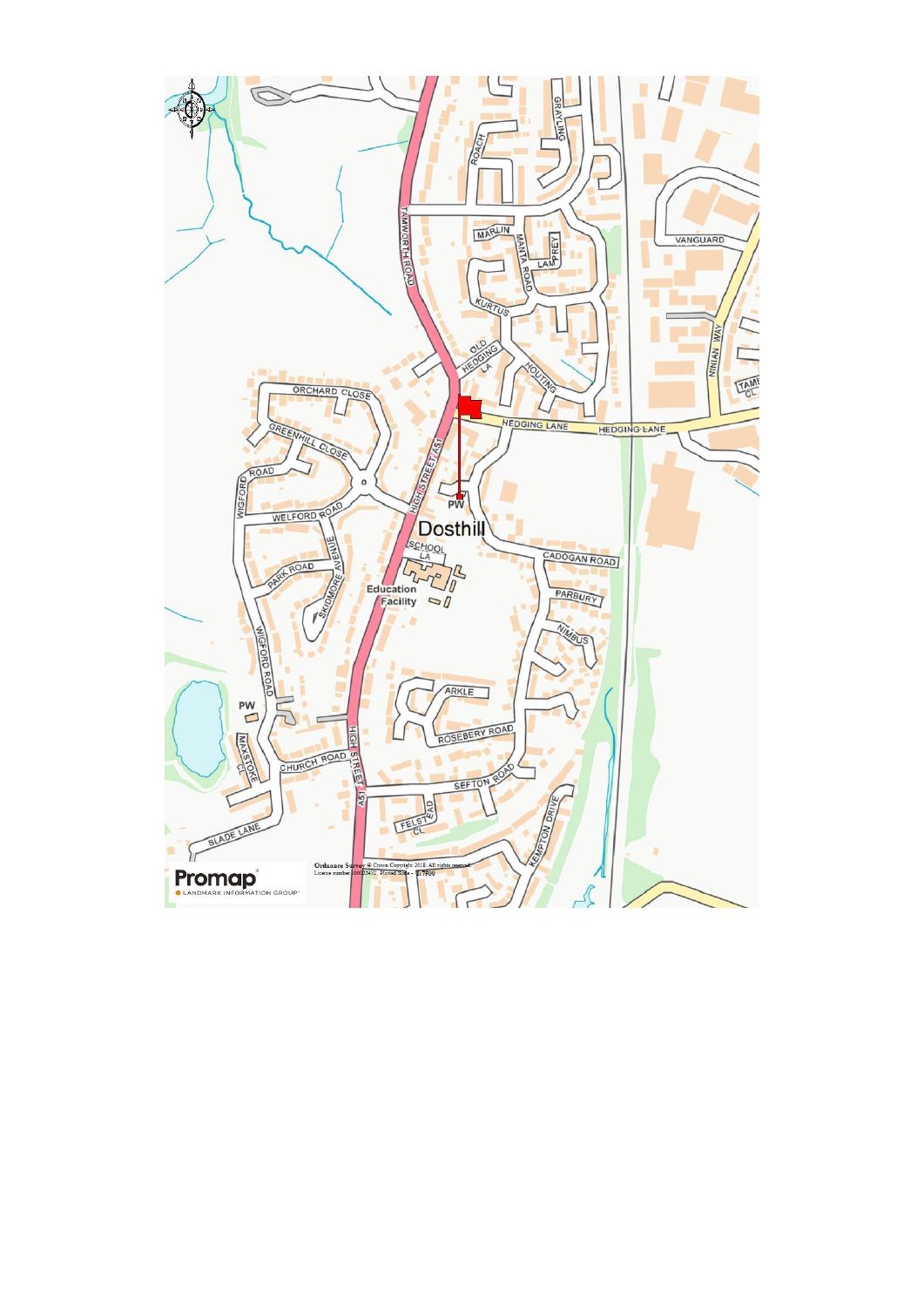Dosthill

Ordnance Survey © Crown Copyright 2018. All rights reserved.
Licence number 100022432. Plotted Scale - 1:7500

Promap
LANDMARK INFORMATION GROUP